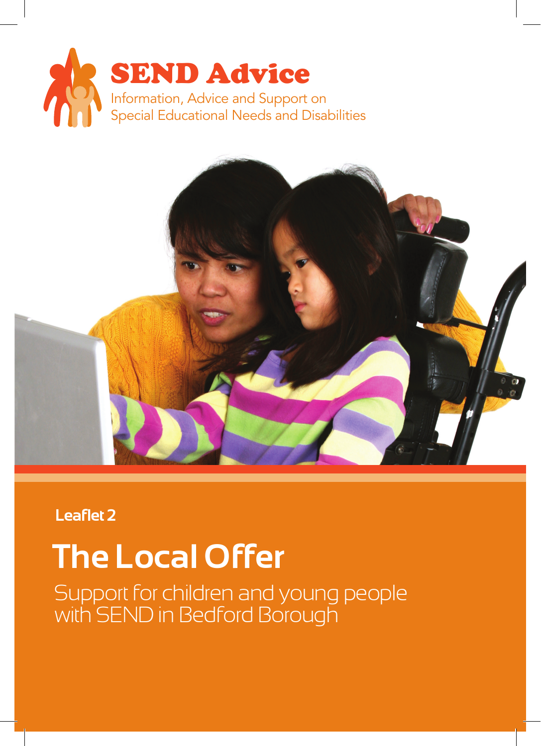# SEND Advice

Information, Advice and Support on
Special Educational Needs and Disabilities

**Leaflet 2**

# The Local Offer

Support for children and young people with SEND in Bedford Borough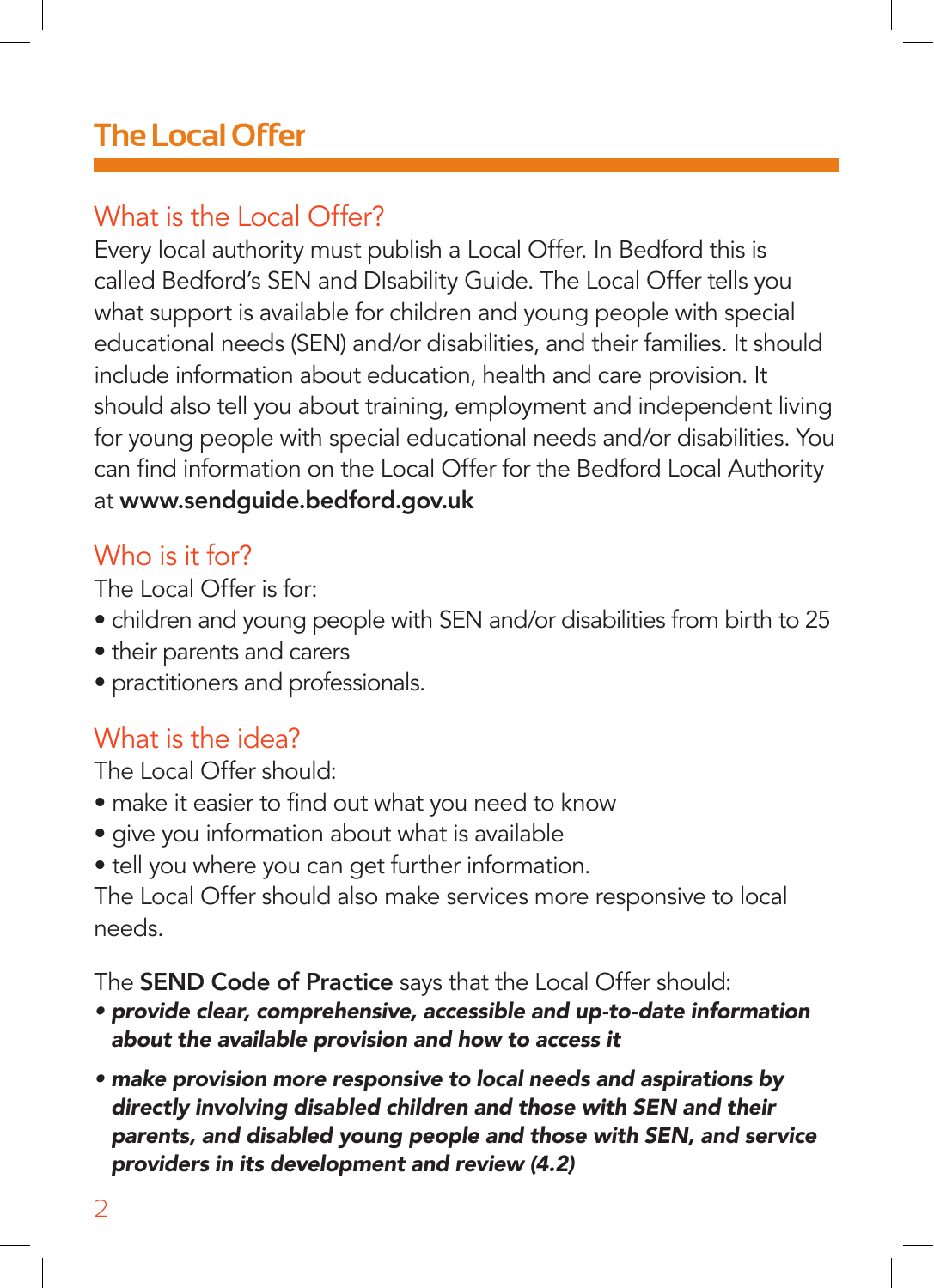# The Local Offer

## What is the Local Offer?

Every local authority must publish a Local Offer. In Bedford this is called Bedford's SEN and DIsability Guide. The Local Offer tells you what support is available for children and young people with special educational needs (SEN) and/or disabilities, and their families. It should include information about education, health and care provision. It should also tell you about training, employment and independent living for young people with special educational needs and/or disabilities. You can find information on the Local Offer for the Bedford Local Authority at **www.sendguide.bedford.gov.uk**

## Who is it for?

The Local Offer is for:

- children and young people with SEN and/or disabilities from birth to 25
- their parents and carers
- practitioners and professionals.

## What is the idea?

The Local Offer should:

- make it easier to find out what you need to know
- give you information about what is available
- tell you where you can get further information.

The Local Offer should also make services more responsive to local needs.

The **SEND Code of Practice** says that the Local Offer should:

- ***provide clear, comprehensive, accessible and up-to-date information about the available provision and how to access it***
- ***make provision more responsive to local needs and aspirations by directly involving disabled children and those with SEN and their parents, and disabled young people and those with SEN, and service providers in its development and review (4.2)***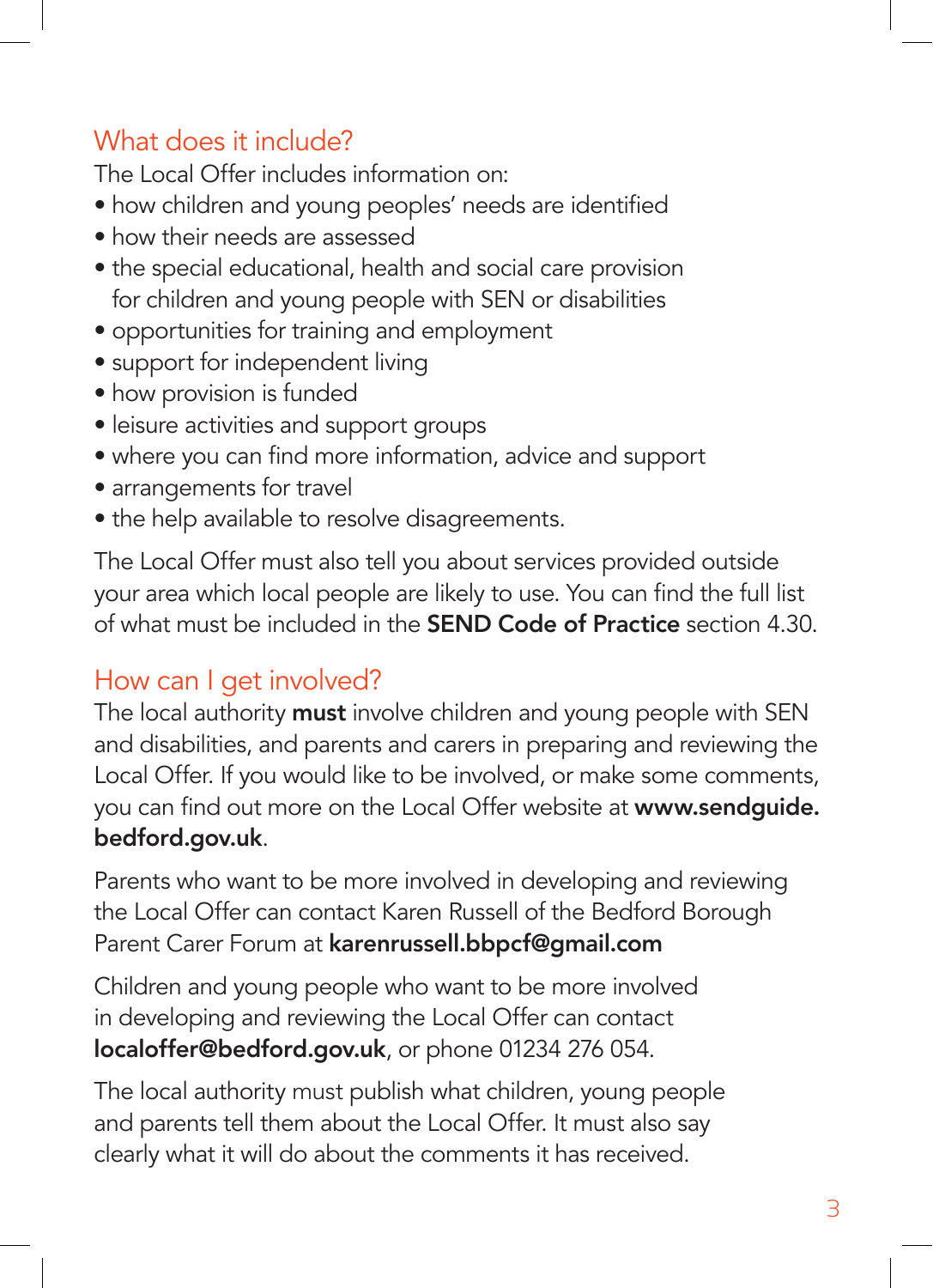## What does it include?

The Local Offer includes information on:

- how children and young peoples' needs are identified
- how their needs are assessed
- the special educational, health and social care provision for children and young people with SEN or disabilities
- opportunities for training and employment
- support for independent living
- how provision is funded
- leisure activities and support groups
- where you can find more information, advice and support
- arrangements for travel
- the help available to resolve disagreements.

The Local Offer must also tell you about services provided outside your area which local people are likely to use. You can find the full list of what must be included in the **SEND Code of Practice** section 4.30.

## How can I get involved?

The local authority **must** involve children and young people with SEN and disabilities, and parents and carers in preparing and reviewing the Local Offer. If you would like to be involved, or make some comments, you can find out more on the Local Offer website at **www.sendguide.bedford.gov.uk**.

Parents who want to be more involved in developing and reviewing the Local Offer can contact Karen Russell of the Bedford Borough Parent Carer Forum at **karenrussell.bbpcf@gmail.com**

Children and young people who want to be more involved in developing and reviewing the Local Offer can contact **localoffer@bedford.gov.uk**, or phone 01234 276 054.

The local authority must publish what children, young people and parents tell them about the Local Offer. It must also say clearly what it will do about the comments it has received.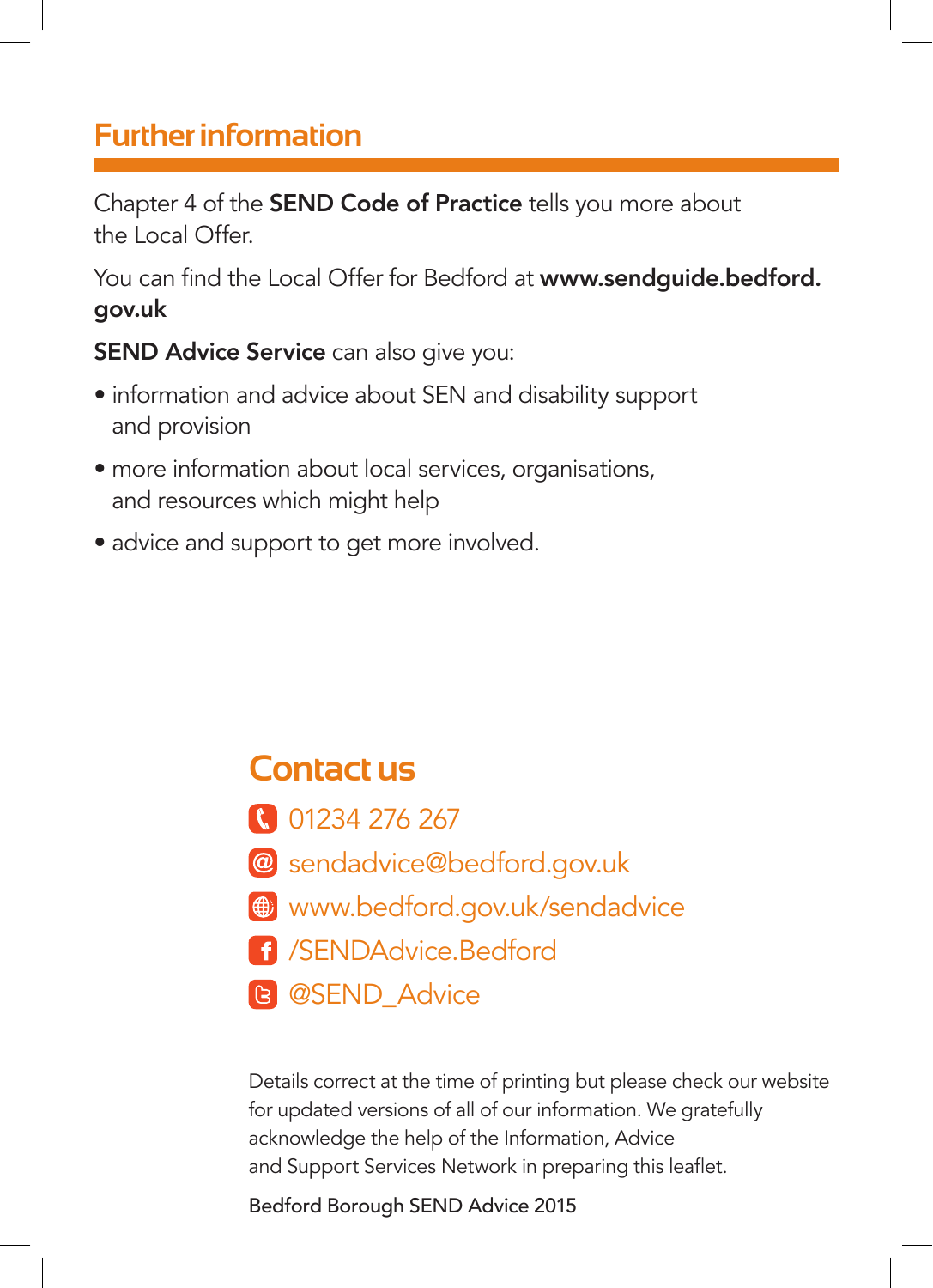## Further information

Chapter 4 of the **SEND Code of Practice** tells you more about the Local Offer.

You can find the Local Offer for Bedford at **www.sendguide.bedford.gov.uk**

**SEND Advice Service** can also give you:

- information and advice about SEN and disability support and provision
- more information about local services, organisations, and resources which might help
- advice and support to get more involved.

## Contact us

01234 276 267

sendadvice@bedford.gov.uk

www.bedford.gov.uk/sendadvice

/SENDAdvice.Bedford

@SEND_Advice

Details correct at the time of printing but please check our website for updated versions of all of our information. We gratefully acknowledge the help of the Information, Advice and Support Services Network in preparing this leaflet.

Bedford Borough SEND Advice 2015